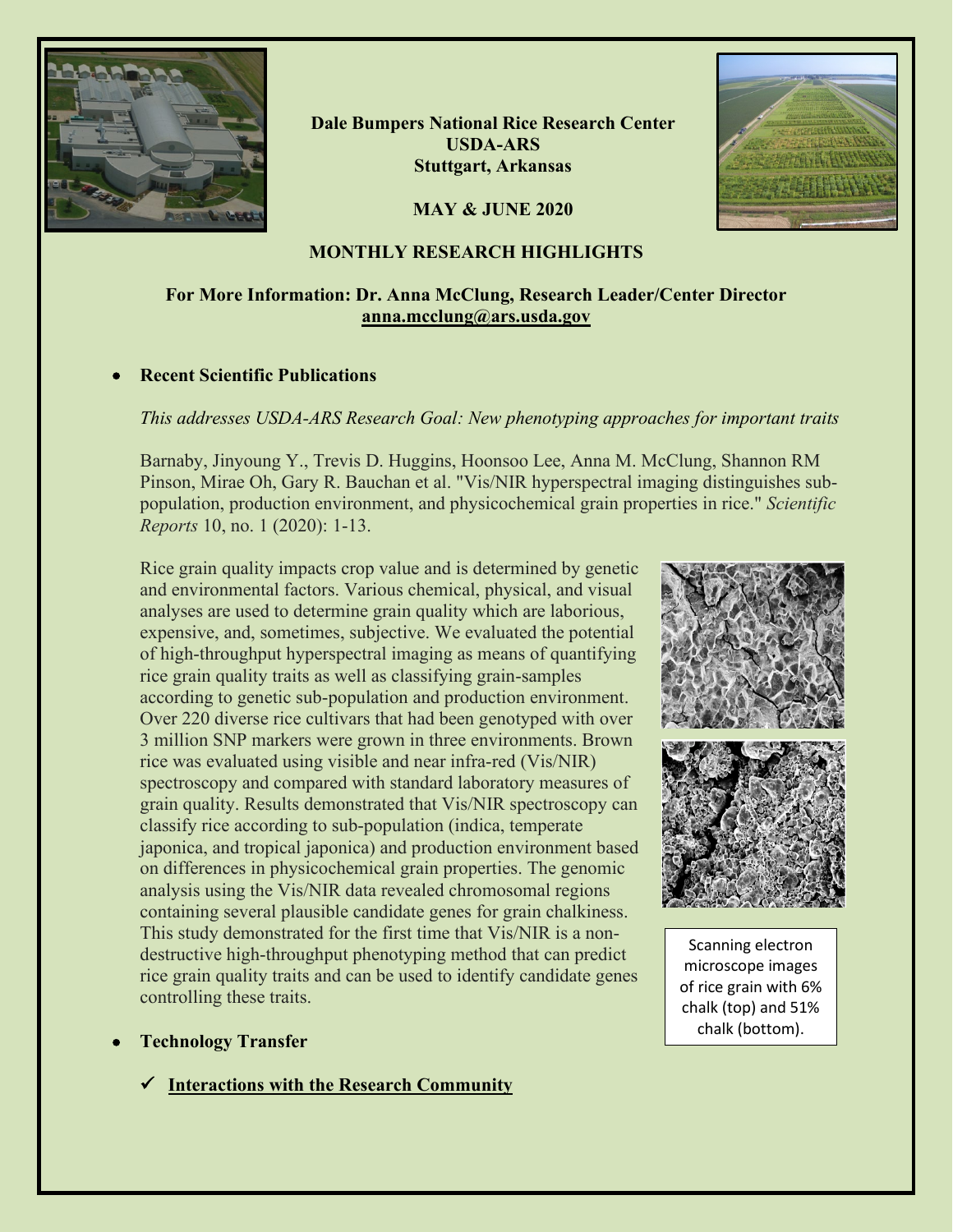**Dale Bumpers National Rice Research Center**
**USDA-ARS**
**Stuttgart, Arkansas**

**MAY & JUNE 2020**

# MONTHLY RESEARCH HIGHLIGHTS

**For More Information: Dr. Anna McClung, Research Leader/Center Director**
**anna.mcclung@ars.usda.gov**

- **Recent Scientific Publications**

*This addresses USDA-ARS Research Goal: New phenotyping approaches for important traits*

Barnaby, Jinyoung Y., Trevis D. Huggins, Hoonsoo Lee, Anna M. McClung, Shannon RM Pinson, Mirae Oh, Gary R. Bauchan et al. "Vis/NIR hyperspectral imaging distinguishes sub-population, production environment, and physicochemical grain properties in rice." *Scientific Reports* 10, no. 1 (2020): 1-13.

Rice grain quality impacts crop value and is determined by genetic and environmental factors. Various chemical, physical, and visual analyses are used to determine grain quality which are laborious, expensive, and, sometimes, subjective. We evaluated the potential of high-throughput hyperspectral imaging as means of quantifying rice grain quality traits as well as classifying grain-samples according to genetic sub-population and production environment. Over 220 diverse rice cultivars that had been genotyped with over 3 million SNP markers were grown in three environments. Brown rice was evaluated using visible and near infra-red (Vis/NIR) spectroscopy and compared with standard laboratory measures of grain quality. Results demonstrated that Vis/NIR spectroscopy can classify rice according to sub-population (indica, temperate japonica, and tropical japonica) and production environment based on differences in physicochemical grain properties. The genomic analysis using the Vis/NIR data revealed chromosomal regions containing several plausible candidate genes for grain chalkiness. This study demonstrated for the first time that Vis/NIR is a non-destructive high-throughput phenotyping method that can predict rice grain quality traits and can be used to identify candidate genes controlling these traits.

Scanning electron microscope images of rice grain with 6% chalk (top) and 51% chalk (bottom).

- **Technology Transfer**

  ✓ **Interactions with the Research Community**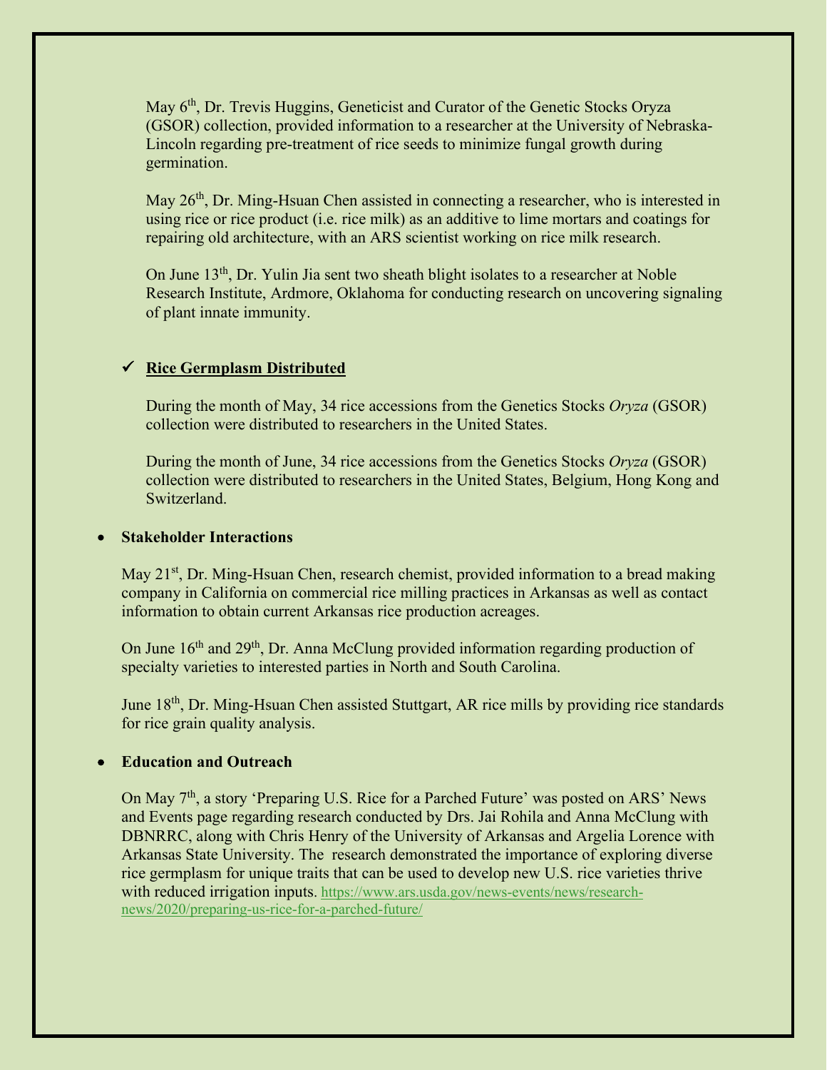May 6th, Dr. Trevis Huggins, Geneticist and Curator of the Genetic Stocks Oryza (GSOR) collection, provided information to a researcher at the University of Nebraska-Lincoln regarding pre-treatment of rice seeds to minimize fungal growth during germination.

May 26th, Dr. Ming-Hsuan Chen assisted in connecting a researcher, who is interested in using rice or rice product (i.e. rice milk) as an additive to lime mortars and coatings for repairing old architecture, with an ARS scientist working on rice milk research.

On June 13th, Dr. Yulin Jia sent two sheath blight isolates to a researcher at Noble Research Institute, Ardmore, Oklahoma for conducting research on uncovering signaling of plant innate immunity.

- ✓ **Rice Germplasm Distributed**

During the month of May, 34 rice accessions from the Genetics Stocks *Oryza* (GSOR) collection were distributed to researchers in the United States.

During the month of June, 34 rice accessions from the Genetics Stocks *Oryza* (GSOR) collection were distributed to researchers in the United States, Belgium, Hong Kong and Switzerland.

- **Stakeholder Interactions**

May 21st, Dr. Ming-Hsuan Chen, research chemist, provided information to a bread making company in California on commercial rice milling practices in Arkansas as well as contact information to obtain current Arkansas rice production acreages.

On June 16th and 29th, Dr. Anna McClung provided information regarding production of specialty varieties to interested parties in North and South Carolina.

June 18th, Dr. Ming-Hsuan Chen assisted Stuttgart, AR rice mills by providing rice standards for rice grain quality analysis.

- **Education and Outreach**

On May 7th, a story 'Preparing U.S. Rice for a Parched Future' was posted on ARS' News and Events page regarding research conducted by Drs. Jai Rohila and Anna McClung with DBNRRC, along with Chris Henry of the University of Arkansas and Argelia Lorence with Arkansas State University. The research demonstrated the importance of exploring diverse rice germplasm for unique traits that can be used to develop new U.S. rice varieties thrive with reduced irrigation inputs. https://www.ars.usda.gov/news-events/news/research-news/2020/preparing-us-rice-for-a-parched-future/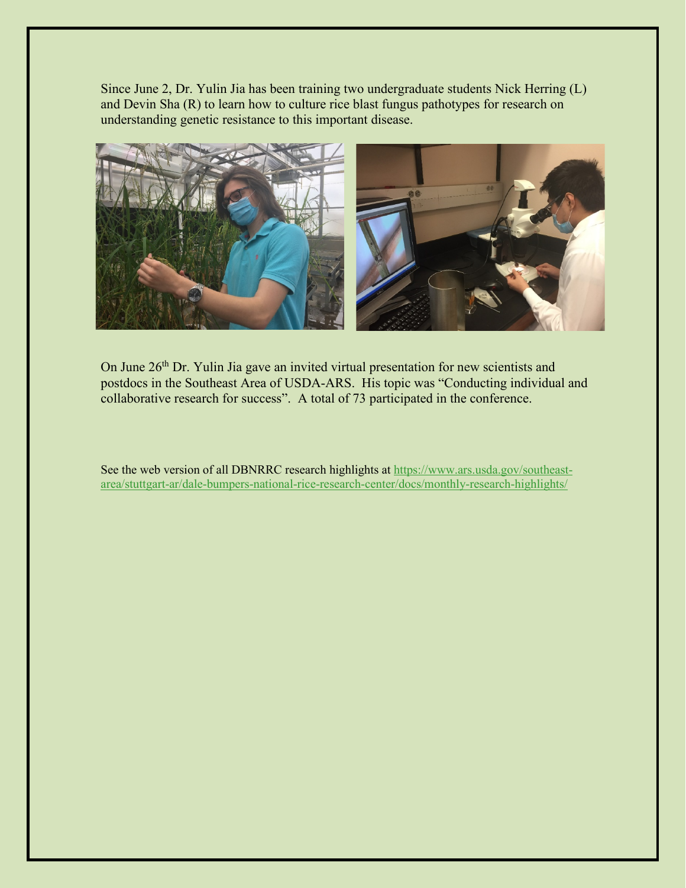Since June 2, Dr. Yulin Jia has been training two undergraduate students Nick Herring (L) and Devin Sha (R) to learn how to culture rice blast fungus pathotypes for research on understanding genetic resistance to this important disease.

On June 26th Dr. Yulin Jia gave an invited virtual presentation for new scientists and postdocs in the Southeast Area of USDA-ARS. His topic was "Conducting individual and collaborative research for success". A total of 73 participated in the conference.

See the web version of all DBNRRC research highlights at https://www.ars.usda.gov/southeast-area/stuttgart-ar/dale-bumpers-national-rice-research-center/docs/monthly-research-highlights/